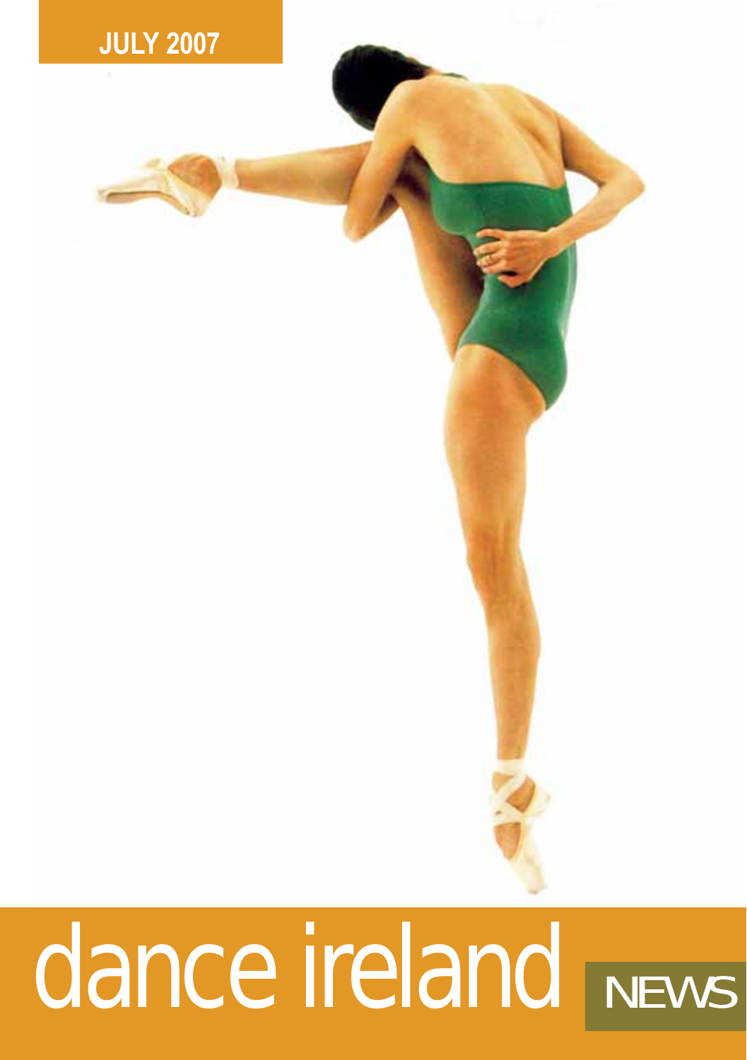JULY 2007

# dance ireland NEWS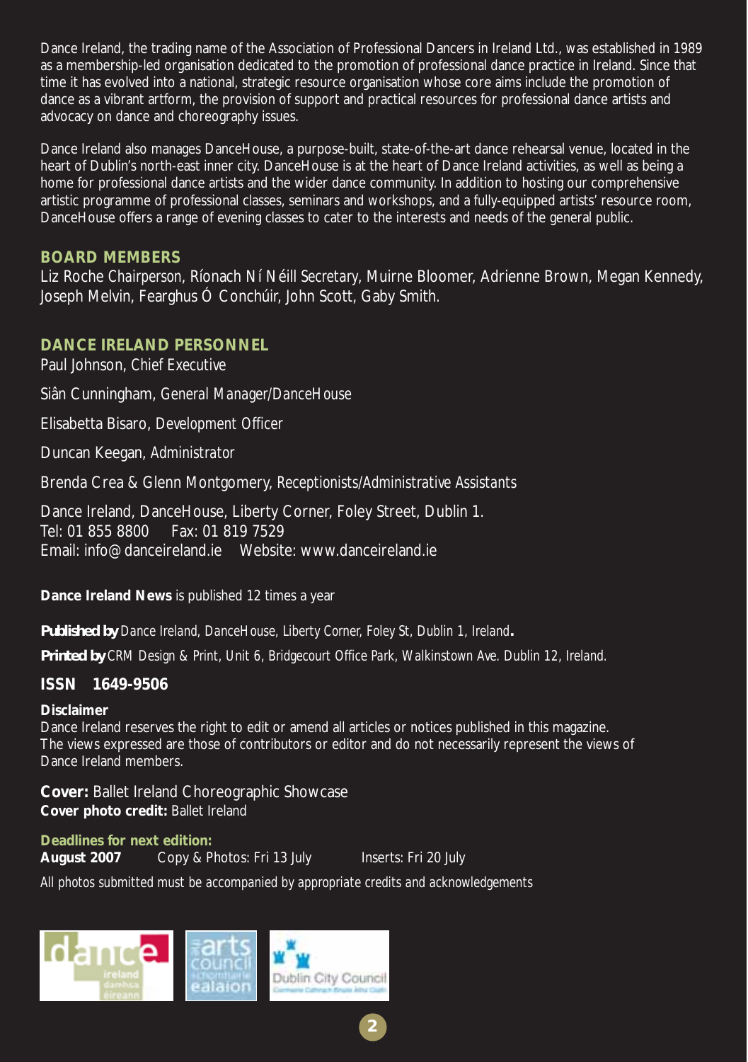Dance Ireland, the trading name of the Association of Professional Dancers in Ireland Ltd., was established in 1989 as a membership-led organisation dedicated to the promotion of professional dance practice in Ireland. Since that time it has evolved into a national, strategic resource organisation whose core aims include the promotion of dance as a vibrant artform, the provision of support and practical resources for professional dance artists and advocacy on dance and choreography issues.

Dance Ireland also manages DanceHouse, a purpose-built, state-of-the-art dance rehearsal venue, located in the heart of Dublin's north-east inner city. DanceHouse is at the heart of Dance Ireland activities, as well as being a home for professional dance artists and the wider dance community. In addition to hosting our comprehensive artistic programme of professional classes, seminars and workshops, and a fully-equipped artists' resource room, DanceHouse offers a range of evening classes to cater to the interests and needs of the general public.

## BOARD MEMBERS

Liz Roche *Chairperson*, Ríonach Ní Néill *Secretary*, Muirne Bloomer, Adrienne Brown, Megan Kennedy, Joseph Melvin, Fearghus Ó Conchúir, John Scott, Gaby Smith.

## DANCE IRELAND PERSONNEL

Paul Johnson, *Chief Executive*

Siân Cunningham, *General Manager/DanceHouse*

Elisabetta Bisaro, *Development Officer*

Duncan Keegan, *Administrator*

Brenda Crea & Glenn Montgomery, *Receptionists/Administrative Assistants*

Dance Ireland, DanceHouse, Liberty Corner, Foley Street, Dublin 1.
Tel: 01 855 8800  Fax: 01 819 7529
Email: info@danceireland.ie  Website: www.danceireland.ie

**Dance Ireland News** is published 12 times a year

**Published by** *Dance Ireland, DanceHouse, Liberty Corner, Foley St, Dublin 1, Ireland*.

**Printed by** *CRM Design & Print, Unit 6, Bridgecourt Office Park, Walkinstown Ave. Dublin 12, Ireland.*

**ISSN 1649-9506**

**Disclaimer**
Dance Ireland reserves the right to edit or amend all articles or notices published in this magazine. The views expressed are those of contributors or editor and do not necessarily represent the views of Dance Ireland members.

**Cover:** Ballet Ireland Choreographic Showcase
**Cover photo credit:** Ballet Ireland

**Deadlines for next edition:**
**August 2007** Copy & Photos: Fri 13 July  Inserts: Fri 20 July

*All photos submitted must be accompanied by appropriate credits and acknowledgements*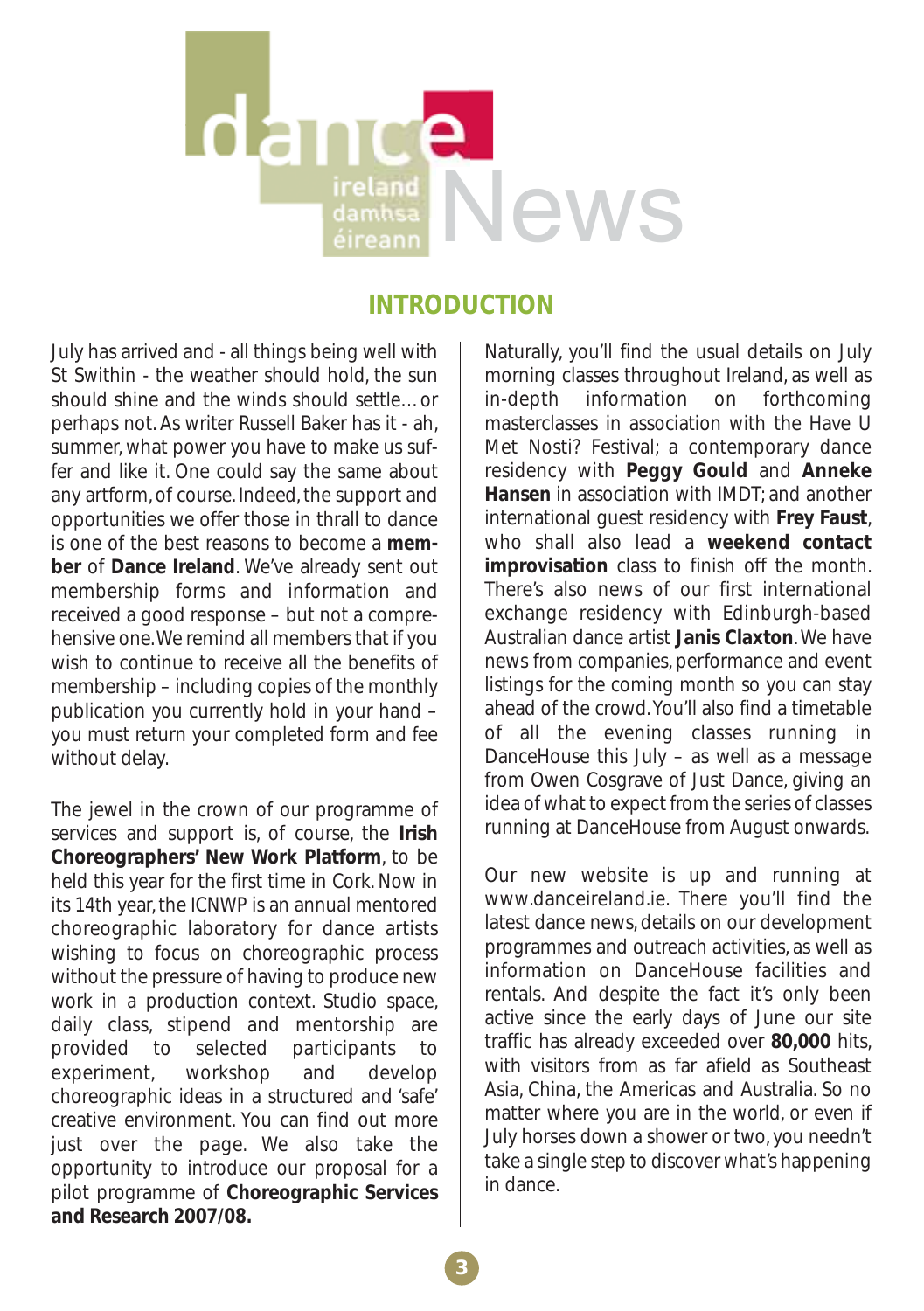# dance ireland damhsa éireann News

## INTRODUCTION

July has arrived and - all things being well with St Swithin - the weather should hold, the sun should shine and the winds should settle… or perhaps not. As writer Russell Baker has it - ah, summer, what power you have to make us suffer and like it. One could say the same about any artform, of course. Indeed, the support and opportunities we offer those in thrall to dance is one of the best reasons to become a **member** of **Dance Ireland**. We've already sent out membership forms and information and received a good response – but not a comprehensive one. We remind all members that if you wish to continue to receive all the benefits of membership – including copies of the monthly publication you currently hold in your hand – you must return your completed form and fee without delay.

The jewel in the crown of our programme of services and support is, of course, the **Irish Choreographers' New Work Platform**, to be held this year for the first time in Cork. Now in its 14th year, the ICNWP is an annual mentored choreographic laboratory for dance artists wishing to focus on choreographic process without the pressure of having to produce new work in a production context. Studio space, daily class, stipend and mentorship are provided to selected participants to experiment, workshop and develop choreographic ideas in a structured and 'safe' creative environment. You can find out more just over the page. We also take the opportunity to introduce our proposal for a pilot programme of **Choreographic Services and Research 2007/08.**

Naturally, you'll find the usual details on July morning classes throughout Ireland, as well as in-depth information on forthcoming masterclasses in association with the Have U Met Nosti? Festival; a contemporary dance residency with **Peggy Gould** and **Anneke Hansen** in association with IMDT; and another international guest residency with **Frey Faust**, who shall also lead a **weekend contact improvisation** class to finish off the month. There's also news of our first international exchange residency with Edinburgh-based Australian dance artist **Janis Claxton**. We have news from companies, performance and event listings for the coming month so you can stay ahead of the crowd. You'll also find a timetable of all the evening classes running in DanceHouse this July – as well as a message from Owen Cosgrave of Just Dance, giving an idea of what to expect from the series of classes running at DanceHouse from August onwards.

Our new website is up and running at www.danceireland.ie. There you'll find the latest dance news, details on our development programmes and outreach activities, as well as information on DanceHouse facilities and rentals. And despite the fact it's only been active since the early days of June our site traffic has already exceeded over **80,000** hits, with visitors from as far afield as Southeast Asia, China, the Americas and Australia. So no matter where you are in the world, or even if July horses down a shower or two, you needn't take a single step to discover what's happening in dance.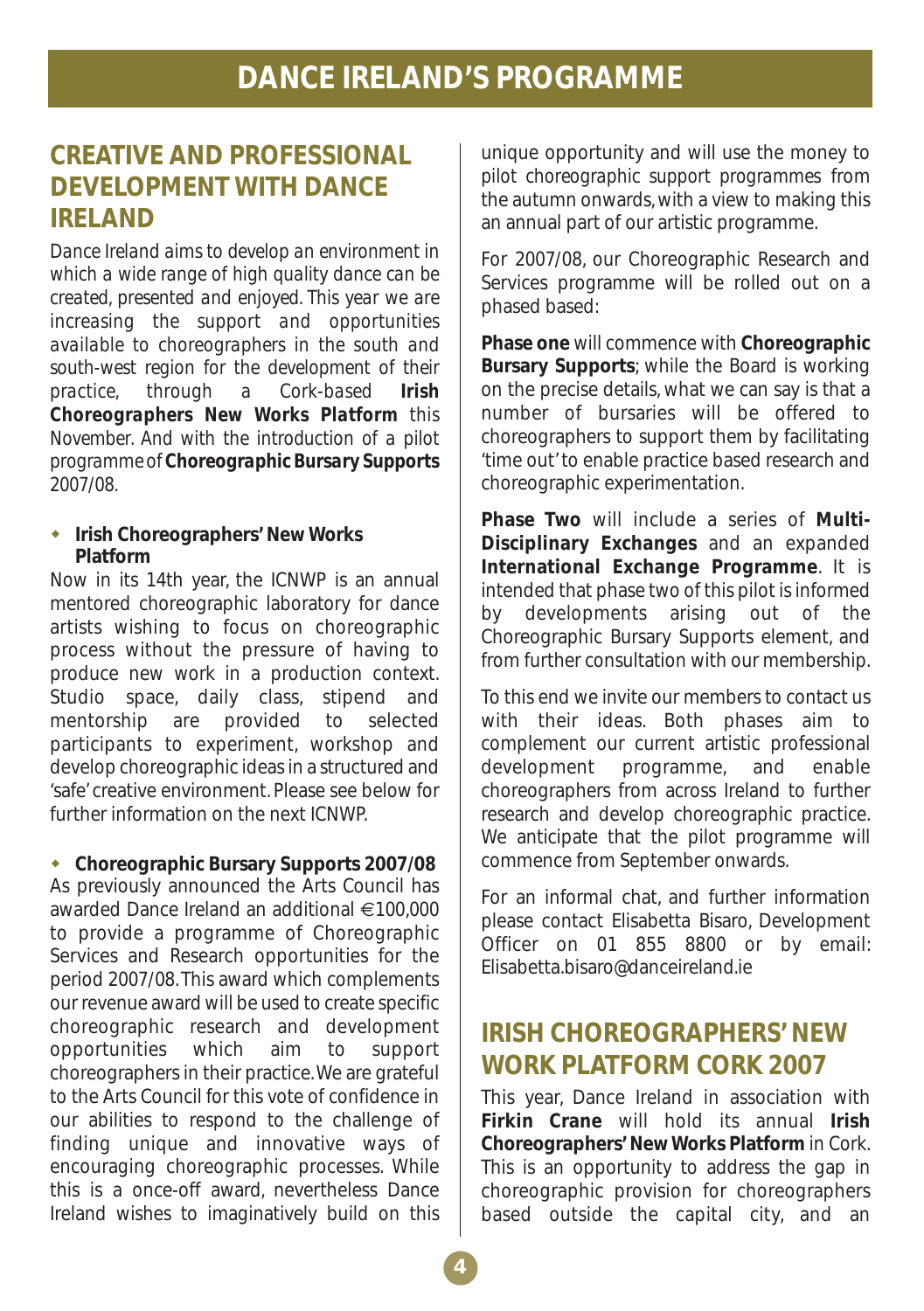# DANCE IRELAND'S PROGRAMME

## CREATIVE AND PROFESSIONAL DEVELOPMENT WITH DANCE IRELAND

*Dance Ireland aims to develop an environment in which a wide range of high quality dance can be created, presented and enjoyed. This year we are increasing the support and opportunities available to choreographers in the south and south-west region for the development of their practice, through a Cork-based* ***Irish Choreographers New Works Platform*** *this November. And with the introduction of a pilot programme of* ***Choreographic Bursary Supports*** *2007/08.*

- **Irish Choreographers' New Works Platform**

Now in its 14th year, the ICNWP is an annual mentored choreographic laboratory for dance artists wishing to focus on choreographic process without the pressure of having to produce new work in a production context. Studio space, daily class, stipend and mentorship are provided to selected participants to experiment, workshop and develop choreographic ideas in a structured and 'safe' creative environment. Please see below for further information on the next ICNWP.

- **Choreographic Bursary Supports 2007/08**

As previously announced the Arts Council has awarded Dance Ireland an additional €100,000 to provide a programme of Choreographic Services and Research opportunities for the period 2007/08. This award which complements our revenue award will be used to create specific choreographic research and development opportunities which aim to support choreographers in their practice. We are grateful to the Arts Council for this vote of confidence in our abilities to respond to the challenge of finding unique and innovative ways of encouraging choreographic processes. While this is a once-off award, nevertheless Dance Ireland wishes to imaginatively build on this unique opportunity and will use the money to pilot choreographic support programmes from the autumn onwards, with a view to making this an annual part of our artistic programme.

For 2007/08, our Choreographic Research and Services programme will be rolled out on a phased based:

**Phase one** will commence with **Choreographic Bursary Supports**; while the Board is working on the precise details, what we can say is that a number of bursaries will be offered to choreographers to support them by facilitating 'time out' to enable practice based research and choreographic experimentation.

**Phase Two** will include a series of **Multi-Disciplinary Exchanges** and an expanded **International Exchange Programme**. It is intended that phase two of this pilot is informed by developments arising out of the Choreographic Bursary Supports element, and from further consultation with our membership.

To this end we invite our members to contact us with their ideas. Both phases aim to complement our current artistic professional development programme, and enable choreographers from across Ireland to further research and develop choreographic practice. We anticipate that the pilot programme will commence from September onwards.

For an informal chat, and further information please contact Elisabetta Bisaro, Development Officer on 01 855 8800 or by email: Elisabetta.bisaro@danceireland.ie

## IRISH CHOREOGRAPHERS' NEW WORK PLATFORM CORK 2007

This year, Dance Ireland in association with **Firkin Crane** will hold its annual **Irish Choreographers' New Works Platform** in Cork. This is an opportunity to address the gap in choreographic provision for choreographers based outside the capital city, and an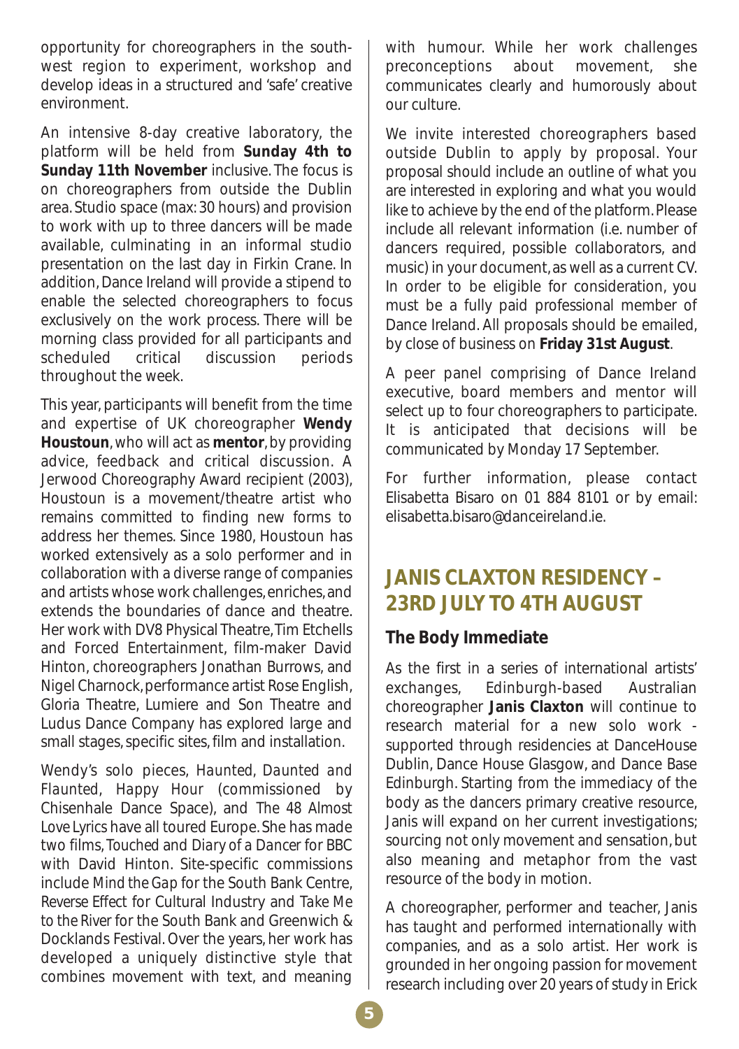opportunity for choreographers in the south-west region to experiment, workshop and develop ideas in a structured and 'safe' creative environment.

An intensive 8-day creative laboratory, the platform will be held from **Sunday 4th to Sunday 11th November** inclusive. The focus is on choreographers from outside the Dublin area. Studio space (max: 30 hours) and provision to work with up to three dancers will be made available, culminating in an informal studio presentation on the last day in Firkin Crane. In addition, Dance Ireland will provide a stipend to enable the selected choreographers to focus exclusively on the work process. There will be morning class provided for all participants and scheduled critical discussion periods throughout the week.

This year, participants will benefit from the time and expertise of UK choreographer **Wendy Houstoun**, who will act as **mentor**, by providing advice, feedback and critical discussion. A Jerwood Choreography Award recipient (2003), Houstoun is a movement/theatre artist who remains committed to finding new forms to address her themes. Since 1980, Houstoun has worked extensively as a solo performer and in collaboration with a diverse range of companies and artists whose work challenges, enriches, and extends the boundaries of dance and theatre. Her work with DV8 Physical Theatre, Tim Etchells and Forced Entertainment, film-maker David Hinton, choreographers Jonathan Burrows, and Nigel Charnock, performance artist Rose English, Gloria Theatre, Lumiere and Son Theatre and Ludus Dance Company has explored large and small stages, specific sites, film and installation.

Wendy's solo pieces, *Haunted, Daunted and Flaunted*, *Happy Hour* (commissioned by Chisenhale Dance Space), and *The 48 Almost Love Lyrics* have all toured Europe. She has made two films, *Touched* and *Diary of a Dancer* for BBC with David Hinton. Site-specific commissions include *Mind the Gap* for the South Bank Centre, *Reverse Effect* for Cultural Industry and *Take Me to the River* for the South Bank and Greenwich & Docklands Festival. Over the years, her work has developed a uniquely distinctive style that combines movement with text, and meaning with humour. While her work challenges preconceptions about movement, she communicates clearly and humorously about our culture.

We invite interested choreographers based outside Dublin to apply by proposal. Your proposal should include an outline of what you are interested in exploring and what you would like to achieve by the end of the platform. Please include all relevant information (i.e. number of dancers required, possible collaborators, and music) in your document, as well as a current CV. In order to be eligible for consideration, you must be a fully paid professional member of Dance Ireland. All proposals should be emailed, by close of business on **Friday 31st August**.

A peer panel comprising of Dance Ireland executive, board members and mentor will select up to four choreographers to participate. It is anticipated that decisions will be communicated by Monday 17 September.

For further information, please contact Elisabetta Bisaro on 01 884 8101 or by email: elisabetta.bisaro@danceireland.ie.

## JANIS CLAXTON RESIDENCY – 23RD JULY TO 4TH AUGUST

### The Body Immediate

As the first in a series of international artists' exchanges, Edinburgh-based Australian choreographer **Janis Claxton** will continue to research material for a new solo work - supported through residencies at DanceHouse Dublin, Dance House Glasgow, and Dance Base Edinburgh. Starting from the immediacy of the body as the dancers primary creative resource, Janis will expand on her current investigations; sourcing not only movement and sensation, but also meaning and metaphor from the vast resource of the body in motion.

A choreographer, performer and teacher, Janis has taught and performed internationally with companies, and as a solo artist. Her work is grounded in her ongoing passion for movement research including over 20 years of study in Erick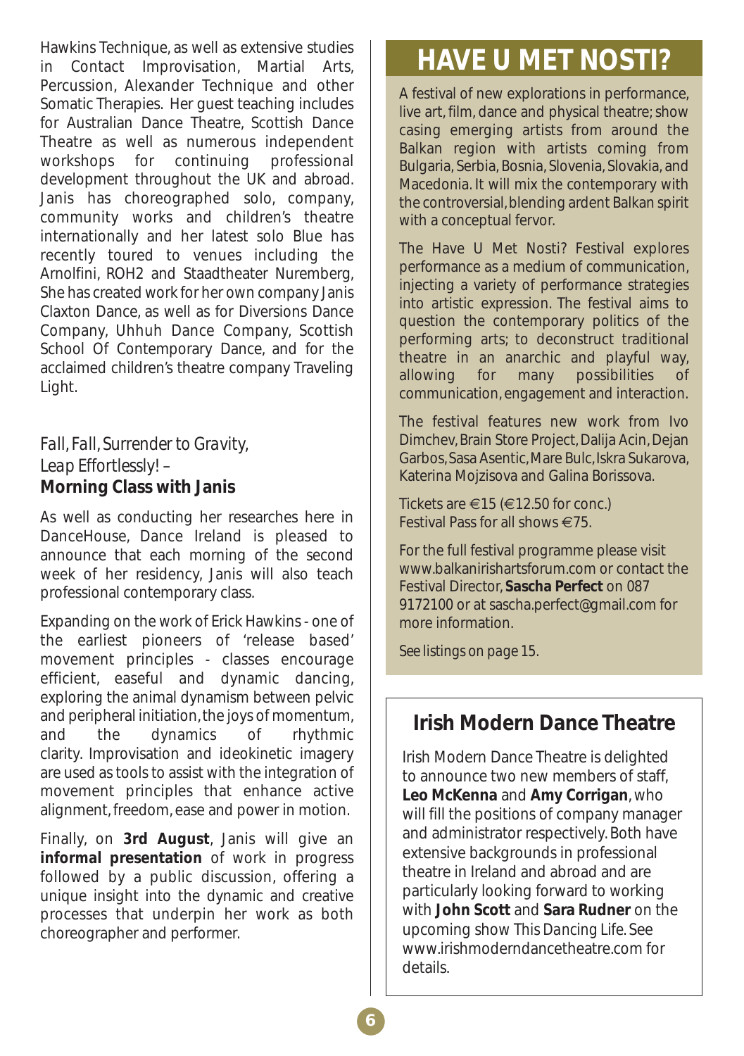Hawkins Technique, as well as extensive studies in Contact Improvisation, Martial Arts, Percussion, Alexander Technique and other Somatic Therapies. Her guest teaching includes for Australian Dance Theatre, Scottish Dance Theatre as well as numerous independent workshops for continuing professional development throughout the UK and abroad. Janis has choreographed solo, company, community works and children's theatre internationally and her latest solo Blue has recently toured to venues including the Arnolfini, ROH2 and Staadtheater Nuremberg, She has created work for her own company Janis Claxton Dance, as well as for Diversions Dance Company, Uhhuh Dance Company, Scottish School Of Contemporary Dance, and for the acclaimed children's theatre company Traveling Light.

## *Fall, Fall, Surrender to Gravity, Leap Effortlessly!* – **Morning Class with Janis**

As well as conducting her researches here in DanceHouse, Dance Ireland is pleased to announce that each morning of the second week of her residency, Janis will also teach professional contemporary class.

Expanding on the work of Erick Hawkins - one of the earliest pioneers of 'release based' movement principles - classes encourage efficient, easeful and dynamic dancing, exploring the animal dynamism between pelvic and peripheral initiation, the joys of momentum, and the dynamics of rhythmic clarity. Improvisation and ideokinetic imagery are used as tools to assist with the integration of movement principles that enhance active alignment, freedom, ease and power in motion.

Finally, on **3rd August**, Janis will give an **informal presentation** of work in progress followed by a public discussion, offering a unique insight into the dynamic and creative processes that underpin her work as both choreographer and performer.

## HAVE U MET NOSTI?

A festival of new explorations in performance, live art, film, dance and physical theatre; show casing emerging artists from around the Balkan region with artists coming from Bulgaria, Serbia, Bosnia, Slovenia, Slovakia, and Macedonia. It will mix the contemporary with the controversial, blending ardent Balkan spirit with a conceptual fervor.

The Have U Met Nosti? Festival explores performance as a medium of communication, injecting a variety of performance strategies into artistic expression. The festival aims to question the contemporary politics of the performing arts; to deconstruct traditional theatre in an anarchic and playful way, allowing for many possibilities of communication, engagement and interaction.

The festival features new work from Ivo Dimchev, Brain Store Project, Dalija Acin, Dejan Garbos, Sasa Asentic, Mare Bulc, Iskra Sukarova, Katerina Mojzisova and Galina Borissova.

Tickets are €15 (€12.50 for conc.)
Festival Pass for all shows €75.

For the full festival programme please visit www.balkanirishartsforum.com or contact the Festival Director, **Sascha Perfect** on 087 9172100 or at sascha.perfect@gmail.com for more information.

*See listings on page 15.*

## Irish Modern Dance Theatre

Irish Modern Dance Theatre is delighted to announce two new members of staff, **Leo McKenna** and **Amy Corrigan**, who will fill the positions of company manager and administrator respectively. Both have extensive backgrounds in professional theatre in Ireland and abroad and are particularly looking forward to working with **John Scott** and **Sara Rudner** on the upcoming show *This Dancing Life*. See www.irishmoderndancetheatre.com for details.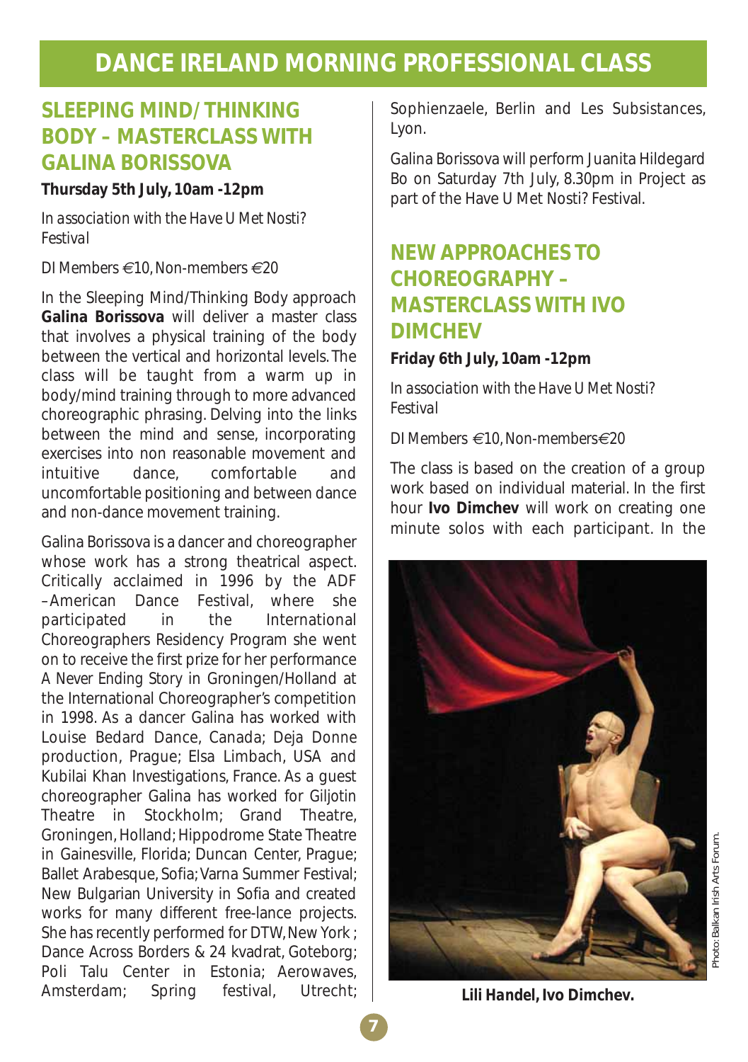# DANCE IRELAND MORNING PROFESSIONAL CLASS

## SLEEPING MIND/ THINKING BODY – MASTERCLASS WITH GALINA BORISSOVA

**Thursday 5th July, 10am -12pm**

*In association with the Have U Met Nosti? Festival*

*DI Members €10, Non-members €20*

In the Sleeping Mind/Thinking Body approach **Galina Borissova** will deliver a master class that involves a physical training of the body between the vertical and horizontal levels. The class will be taught from a warm up in body/mind training through to more advanced choreographic phrasing. Delving into the links between the mind and sense, incorporating exercises into non reasonable movement and intuitive dance, comfortable and uncomfortable positioning and between dance and non-dance movement training.

Galina Borissova is a dancer and choreographer whose work has a strong theatrical aspect. Critically acclaimed in 1996 by the ADF –American Dance Festival, where she participated in the International Choreographers Residency Program she went on to receive the first prize for her performance A Never Ending Story in Groningen/Holland at the International Choreographer's competition in 1998. As a dancer Galina has worked with Louise Bedard Dance, Canada; Deja Donne production, Prague; Elsa Limbach, USA and Kubilai Khan Investigations, France. As a guest choreographer Galina has worked for Giljotin Theatre in Stockholm; Grand Theatre, Groningen, Holland; Hippodrome State Theatre in Gainesville, Florida; Duncan Center, Prague; Ballet Arabesque, Sofia; Varna Summer Festival; New Bulgarian University in Sofia and created works for many different free-lance projects. She has recently performed for DTW, New York ; Dance Across Borders & 24 kvadrat, Goteborg; Poli Talu Center in Estonia; Aerowaves, Amsterdam; Spring festival, Utrecht; Sophienzaele, Berlin and Les Subsistances, Lyon.

Galina Borissova will perform Juanita Hildegard Bo on Saturday 7th July, 8.30pm in Project as part of the Have U Met Nosti? Festival.

## NEW APPROACHES TO CHOREOGRAPHY – MASTERCLASS WITH IVO DIMCHEV

**Friday 6th July, 10am -12pm**

*In association with the Have U Met Nosti? Festival*

*DI Members €10, Non-members€20*

The class is based on the creation of a group work based on individual material. In the first hour **Ivo Dimchev** will work on creating one minute solos with each participant. In the

***Lili Handel, Ivo Dimchev.***

Photo: Balkan Irish Arts Forum.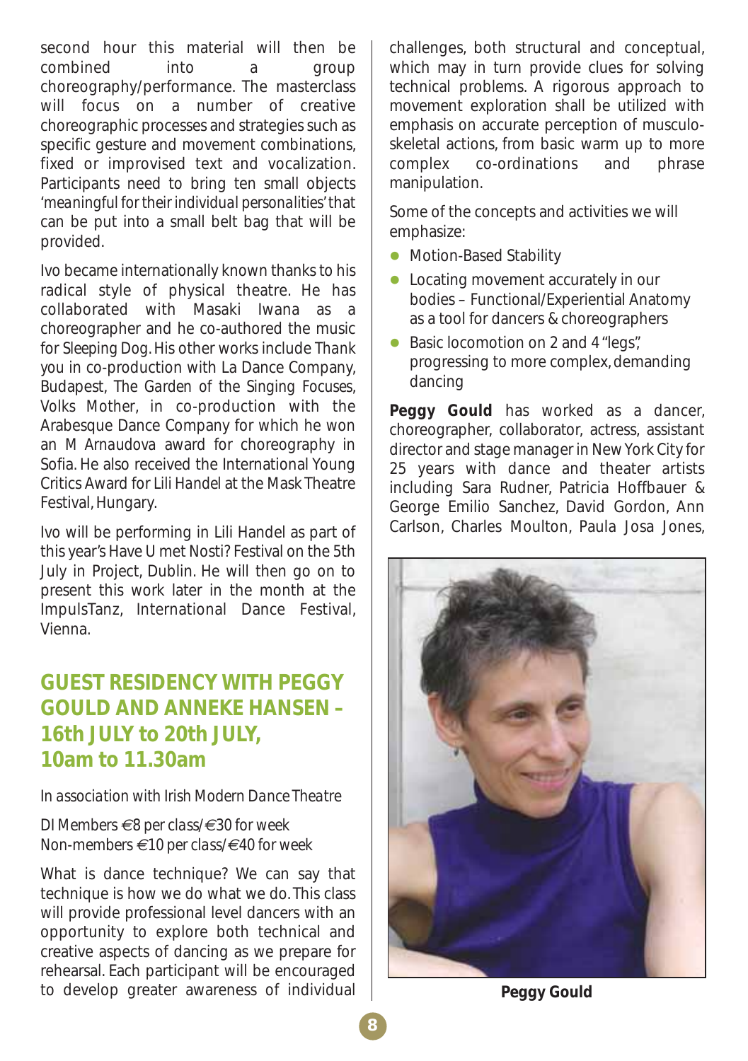second hour this material will then be combined into a group choreography/performance. The masterclass will focus on a number of creative choreographic processes and strategies such as specific gesture and movement combinations, fixed or improvised text and vocalization. Participants need to bring ten small objects *'meaningful for their individual personalities'* that can be put into a small belt bag that will be provided.

Ivo became internationally known thanks to his radical style of physical theatre. He has collaborated with Masaki Iwana as a choreographer and he co-authored the music for *Sleeping Dog*. His other works include *Thank you* in co-production with La Dance Company, Budapest, *The Garden of the Singing Focuses*, *Volks Mother*, in co-production with the Arabesque Dance Company for which he won an *M Arnaudova* award for choreography in Sofia. He also received the International Young Critics Award for *Lili Handel* at the Mask Theatre Festival, Hungary.

Ivo will be performing in Lili Handel as part of this year's Have U met Nosti? Festival on the 5th July in Project, Dublin. He will then go on to present this work later in the month at the ImpulsTanz, International Dance Festival, Vienna.

## GUEST RESIDENCY WITH PEGGY GOULD AND ANNEKE HANSEN – 16th JULY to 20th JULY, 10am to 11.30am

*In association with Irish Modern Dance Theatre*

*DI Members €8 per class/€30 for week*
*Non-members €10 per class/€40 for week*

What is dance technique? We can say that technique is how we do what we do. This class will provide professional level dancers with an opportunity to explore both technical and creative aspects of dancing as we prepare for rehearsal. Each participant will be encouraged to develop greater awareness of individual challenges, both structural and conceptual, which may in turn provide clues for solving technical problems. A rigorous approach to movement exploration shall be utilized with emphasis on accurate perception of musculo-skeletal actions, from basic warm up to more complex co-ordinations and phrase manipulation.

Some of the concepts and activities we will emphasize:

- Motion-Based Stability
- Locating movement accurately in our bodies – Functional/Experiential Anatomy as a tool for dancers & choreographers
- Basic locomotion on 2 and 4 "legs", progressing to more complex, demanding dancing

**Peggy Gould** has worked as a dancer, choreographer, collaborator, actress, assistant director and stage manager in New York City for 25 years with dance and theater artists including Sara Rudner, Patricia Hoffbauer & George Emilio Sanchez, David Gordon, Ann Carlson, Charles Moulton, Paula Josa Jones,

**Peggy Gould**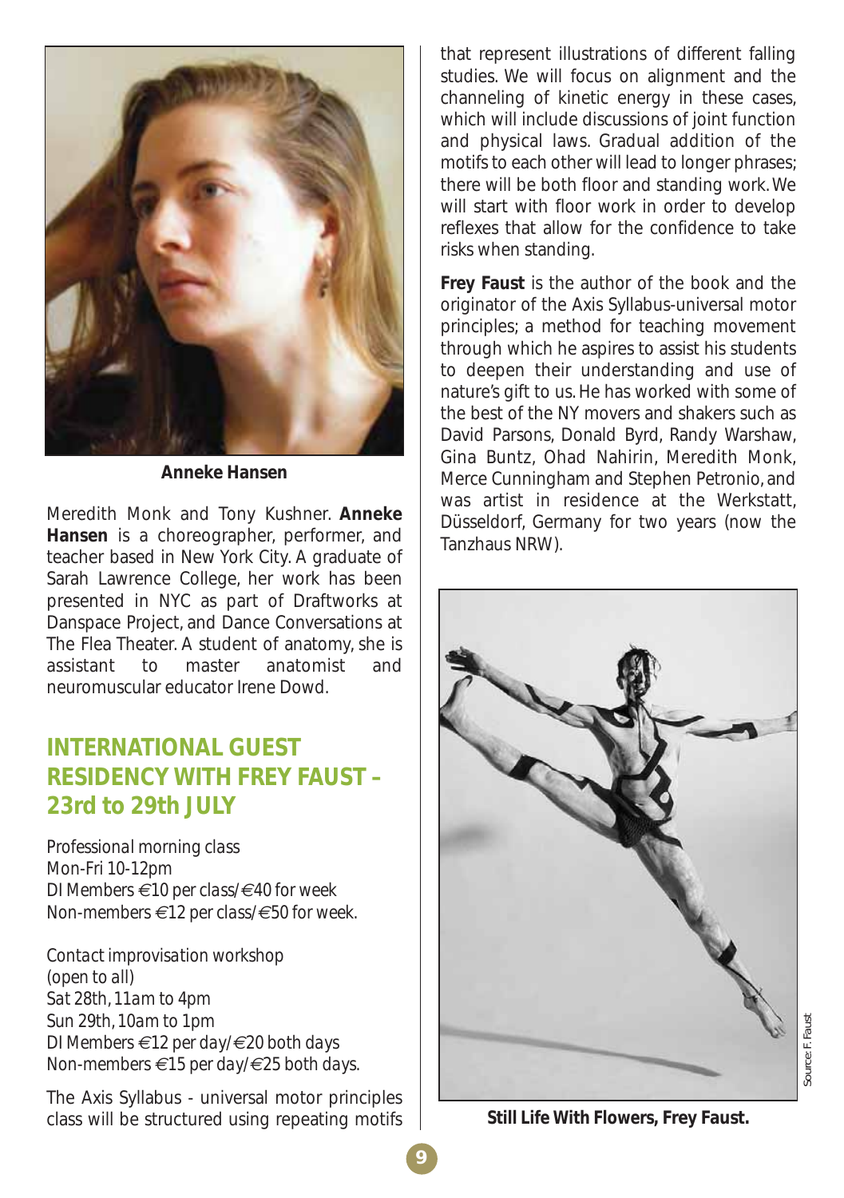**Anneke Hansen**

Meredith Monk and Tony Kushner. **Anneke Hansen** is a choreographer, performer, and teacher based in New York City. A graduate of Sarah Lawrence College, her work has been presented in NYC as part of Draftworks at Danspace Project, and Dance Conversations at The Flea Theater. A student of anatomy, she is assistant to master anatomist and neuromuscular educator Irene Dowd.

## INTERNATIONAL GUEST RESIDENCY WITH FREY FAUST – 23rd to 29th JULY

*Professional morning class*
*Mon-Fri 10-12pm*
*DI Members €10 per class/€40 for week*
*Non-members €12 per class/€50 for week.*

*Contact improvisation workshop*
*(open to all)*
*Sat 28th, 11am to 4pm*
*Sun 29th, 10am to 1pm*
*DI Members €12 per day/€20 both days*
*Non-members €15 per day/€25 both days.*

The Axis Syllabus - universal motor principles class will be structured using repeating motifs that represent illustrations of different falling studies. We will focus on alignment and the channeling of kinetic energy in these cases, which will include discussions of joint function and physical laws. Gradual addition of the motifs to each other will lead to longer phrases; there will be both floor and standing work. We will start with floor work in order to develop reflexes that allow for the confidence to take risks when standing.

**Frey Faust** is the author of the book and the originator of the Axis Syllabus-universal motor principles; a method for teaching movement through which he aspires to assist his students to deepen their understanding and use of nature's gift to us. He has worked with some of the best of the NY movers and shakers such as David Parsons, Donald Byrd, Randy Warshaw, Gina Buntz, Ohad Nahirin, Meredith Monk, Merce Cunningham and Stephen Petronio, and was artist in residence at the Werkstatt, Düsseldorf, Germany for two years (now the Tanzhaus NRW).

Source: F. Faust

**Still Life With Flowers, Frey Faust.**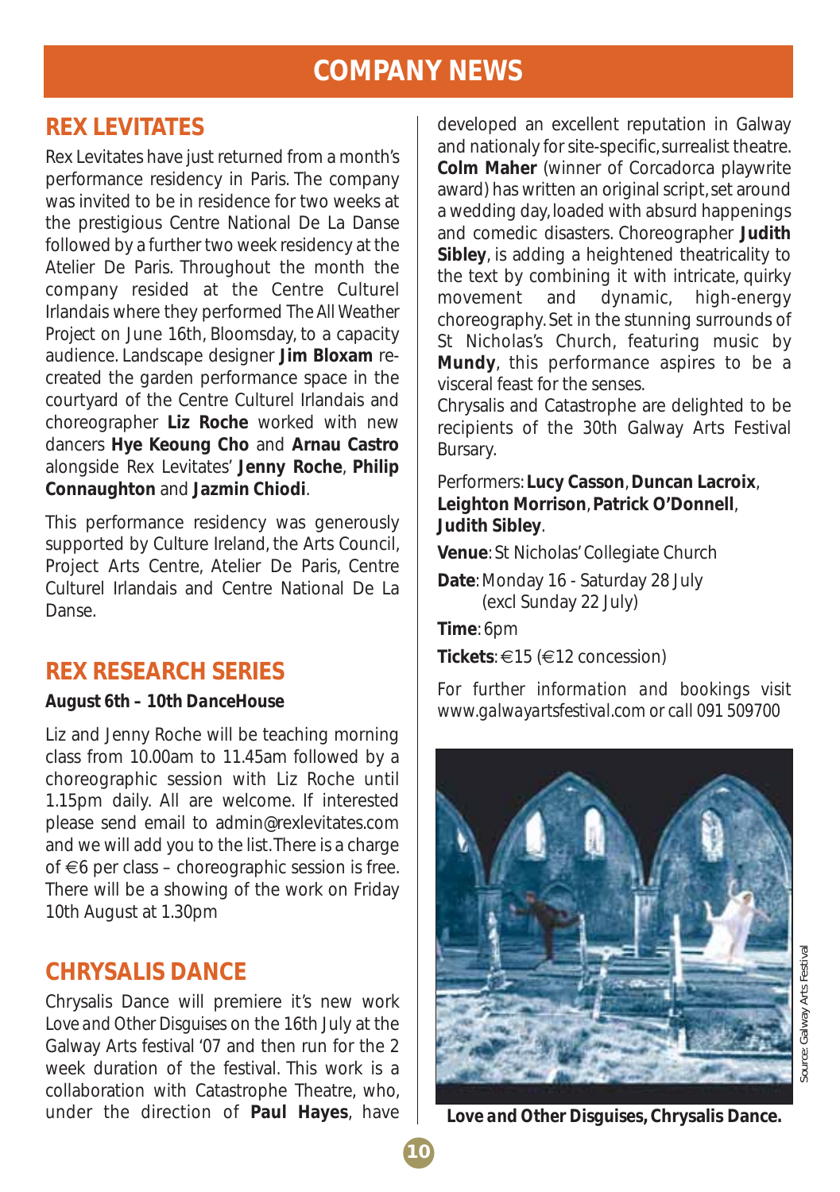# COMPANY NEWS

## REX LEVITATES

Rex Levitates have just returned from a month's performance residency in Paris. The company was invited to be in residence for two weeks at the prestigious Centre National De La Danse followed by a further two week residency at the Atelier De Paris. Throughout the month the company resided at the Centre Culturel Irlandais where they performed *The All Weather Project* on June 16th, Bloomsday, to a capacity audience. Landscape designer **Jim Bloxam** re-created the garden performance space in the courtyard of the Centre Culturel Irlandais and choreographer **Liz Roche** worked with new dancers **Hye Keoung Cho** and **Arnau Castro** alongside Rex Levitates' **Jenny Roche**, **Philip Connaughton** and **Jazmin Chiodi**.

This performance residency was generously supported by Culture Ireland, the Arts Council, Project Arts Centre, Atelier De Paris, Centre Culturel Irlandais and Centre National De La Danse.

## REX RESEARCH SERIES

**August 6th – 10th *DanceHouse***

Liz and Jenny Roche will be teaching morning class from 10.00am to 11.45am followed by a choreographic session with Liz Roche until 1.15pm daily. All are welcome. If interested please send email to admin@rexlevitates.com and we will add you to the list. There is a charge of €6 per class – choreographic session is free. There will be a showing of the work on Friday 10th August at 1.30pm

## CHRYSALIS DANCE

Chrysalis Dance will premiere it's new work *Love and Other Disguises* on the 16th July at the Galway Arts festival '07 and then run for the 2 week duration of the festival. This work is a collaboration with Catastrophe Theatre, who, under the direction of **Paul Hayes**, have developed an excellent reputation in Galway and nationaly for site-specific, surrealist theatre. **Colm Maher** (winner of Corcadorca playwrite award) has written an original script, set around a wedding day, loaded with absurd happenings and comedic disasters. Choreographer **Judith Sibley**, is adding a heightened theatricality to the text by combining it with intricate, quirky movement and dynamic, high-energy choreography. Set in the stunning surrounds of St Nicholas's Church, featuring music by **Mundy**, this performance aspires to be a visceral feast for the senses.

Chrysalis and Catastrophe are delighted to be recipients of the 30th Galway Arts Festival Bursary.

Performers: **Lucy Casson**, **Duncan Lacroix**, **Leighton Morrison**, **Patrick O'Donnell**, **Judith Sibley**.

**Venue**: St Nicholas' Collegiate Church

**Date**: Monday 16 - Saturday 28 July (excl Sunday 22 July)

**Time**: 6pm

**Tickets**: €15 (€12 concession)

*For further information and bookings visit www.galwayartsfestival.com or call 091 509700*

***Love and Other Disguises*, Chrysalis Dance.**

Source: Galway Arts Festival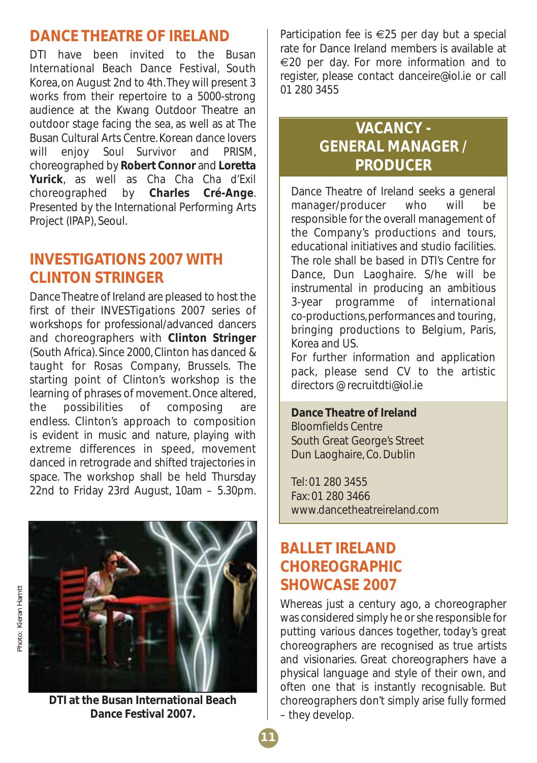## DANCE THEATRE OF IRELAND

DTI have been invited to the Busan International Beach Dance Festival, South Korea, on August 2nd to 4th. They will present 3 works from their repertoire to a 5000-strong audience at the Kwang Outdoor Theatre an outdoor stage facing the sea, as well as at The Busan Cultural Arts Centre. Korean dance lovers will enjoy Soul Survivor and PRISM, choreographed by **Robert Connor** and **Loretta Yurick**, as well as Cha Cha Cha d'Exil choreographed by **Charles Cré-Ange**. Presented by the International Performing Arts Project (IPAP), Seoul.

## INVESTIGATIONS 2007 WITH CLINTON STRINGER

Dance Theatre of Ireland are pleased to host the first of their INVESTigations 2007 series of workshops for professional/advanced dancers and choreographers with **Clinton Stringer** (South Africa). Since 2000, Clinton has danced & taught for Rosas Company, Brussels. The starting point of Clinton's workshop is the learning of phrases of movement. Once altered, the possibilities of composing are endless. Clinton's approach to composition is evident in music and nature, playing with extreme differences in speed, movement danced in retrograde and shifted trajectories in space. The workshop shall be held Thursday 22nd to Friday 23rd August, 10am – 5.30pm.

Photo: Kieran Harnett

**DTI at the Busan International Beach Dance Festival 2007.**

Participation fee is €25 per day but a special rate for Dance Ireland members is available at €20 per day. For more information and to register, please contact danceire@iol.ie or call 01 280 3455

## VACANCY - GENERAL MANAGER / PRODUCER

Dance Theatre of Ireland seeks a general manager/producer who will be responsible for the overall management of the Company's productions and tours, educational initiatives and studio facilities. The role shall be based in DTI's Centre for Dance, Dun Laoghaire. S/he will be instrumental in producing an ambitious 3-year programme of international co-productions, performances and touring, bringing productions to Belgium, Paris, Korea and US.

For further information and application pack, please send CV to the artistic directors @ recruitdti@iol.ie

**Dance Theatre of Ireland**
Bloomfields Centre
South Great George's Street
Dun Laoghaire, Co. Dublin

Tel: 01 280 3455
Fax: 01 280 3466
www.dancetheatreireland.com

## BALLET IRELAND CHOREOGRAPHIC SHOWCASE 2007

Whereas just a century ago, a choreographer was considered simply he or she responsible for putting various dances together, today's great choreographers are recognised as true artists and visionaries. Great choreographers have a physical language and style of their own, and often one that is instantly recognisable. But choreographers don't simply arise fully formed – they develop.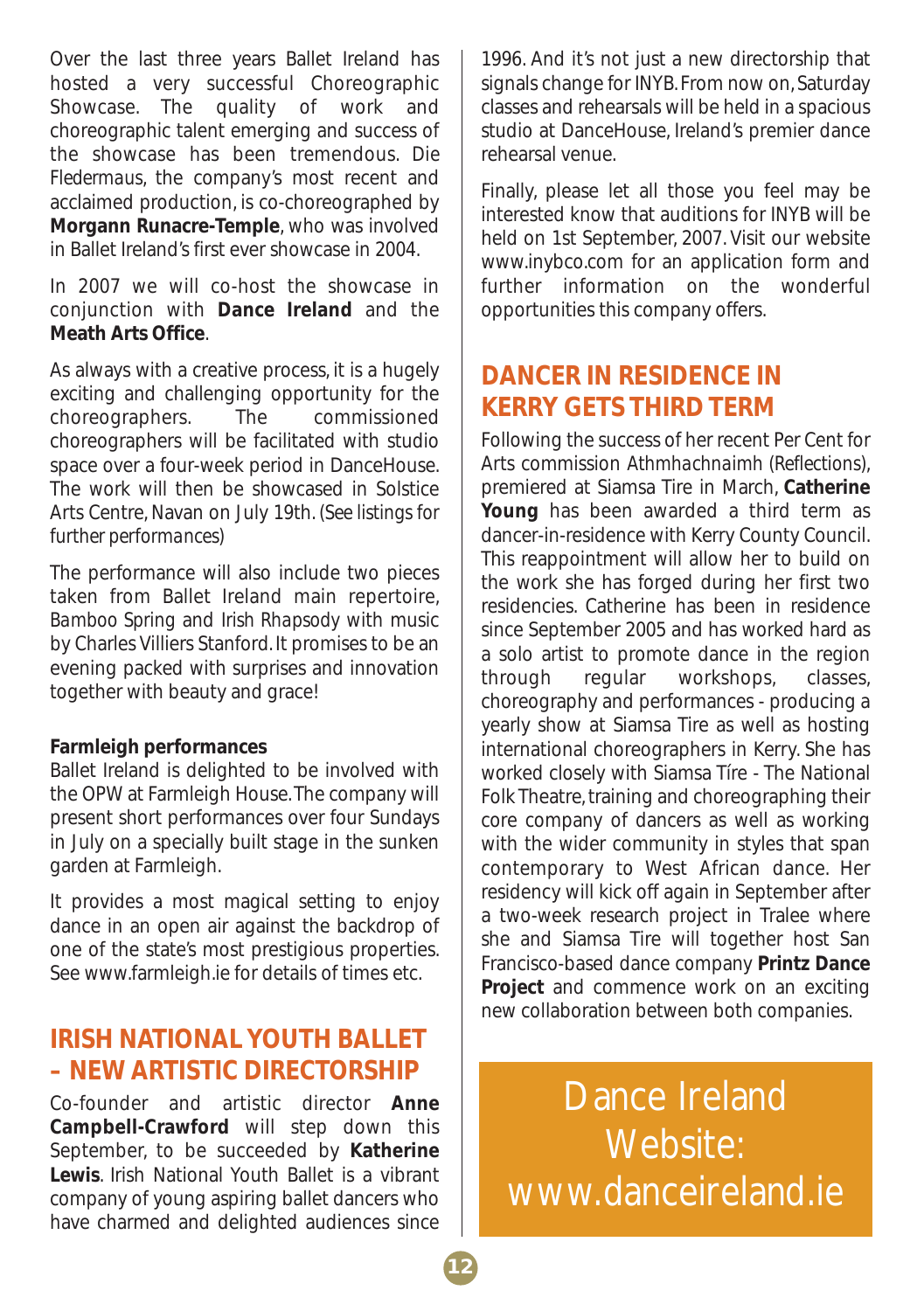Over the last three years Ballet Ireland has hosted a very successful Choreographic Showcase. The quality of work and choreographic talent emerging and success of the showcase has been tremendous. *Die Fledermaus*, the company's most recent and acclaimed production, is co-choreographed by **Morgann Runacre-Temple**, who was involved in Ballet Ireland's first ever showcase in 2004.

In 2007 we will co-host the showcase in conjunction with **Dance Ireland** and the **Meath Arts Office**.

As always with a creative process, it is a hugely exciting and challenging opportunity for the choreographers. The commissioned choreographers will be facilitated with studio space over a four-week period in DanceHouse. The work will then be showcased in Solstice Arts Centre, Navan on July 19th. *(See listings for further performances)*

The performance will also include two pieces taken from Ballet Ireland main repertoire, *Bamboo Spring* and *Irish Rhapsody* with music by Charles Villiers Stanford. It promises to be an evening packed with surprises and innovation together with beauty and grace!

**Farmleigh performances**

Ballet Ireland is delighted to be involved with the OPW at Farmleigh House. The company will present short performances over four Sundays in July on a specially built stage in the sunken garden at Farmleigh.

It provides a most magical setting to enjoy dance in an open air against the backdrop of one of the state's most prestigious properties. See www.farmleigh.ie for details of times etc.

## IRISH NATIONAL YOUTH BALLET – NEW ARTISTIC DIRECTORSHIP

Co-founder and artistic director **Anne Campbell-Crawford** will step down this September, to be succeeded by **Katherine Lewis**. Irish National Youth Ballet is a vibrant company of young aspiring ballet dancers who have charmed and delighted audiences since 1996. And it's not just a new directorship that signals change for INYB. From now on, Saturday classes and rehearsals will be held in a spacious studio at DanceHouse, Ireland's premier dance rehearsal venue.

Finally, please let all those you feel may be interested know that auditions for INYB will be held on 1st September, 2007. Visit our website www.inybco.com for an application form and further information on the wonderful opportunities this company offers.

## DANCER IN RESIDENCE IN KERRY GETS THIRD TERM

Following the success of her recent Per Cent for Arts commission *Athmhachnaimh* (Reflections), premiered at Siamsa Tire in March, **Catherine Young** has been awarded a third term as dancer-in-residence with Kerry County Council. This reappointment will allow her to build on the work she has forged during her first two residencies. Catherine has been in residence since September 2005 and has worked hard as a solo artist to promote dance in the region through regular workshops, classes, choreography and performances - producing a yearly show at Siamsa Tire as well as hosting international choreographers in Kerry. She has worked closely with Siamsa Tíre - The National Folk Theatre, training and choreographing their core company of dancers as well as working with the wider community in styles that span contemporary to West African dance. Her residency will kick off again in September after a two-week research project in Tralee where she and Siamsa Tire will together host San Francisco-based dance company **Printz Dance Project** and commence work on an exciting new collaboration between both companies.

Dance Ireland Website: www.danceireland.ie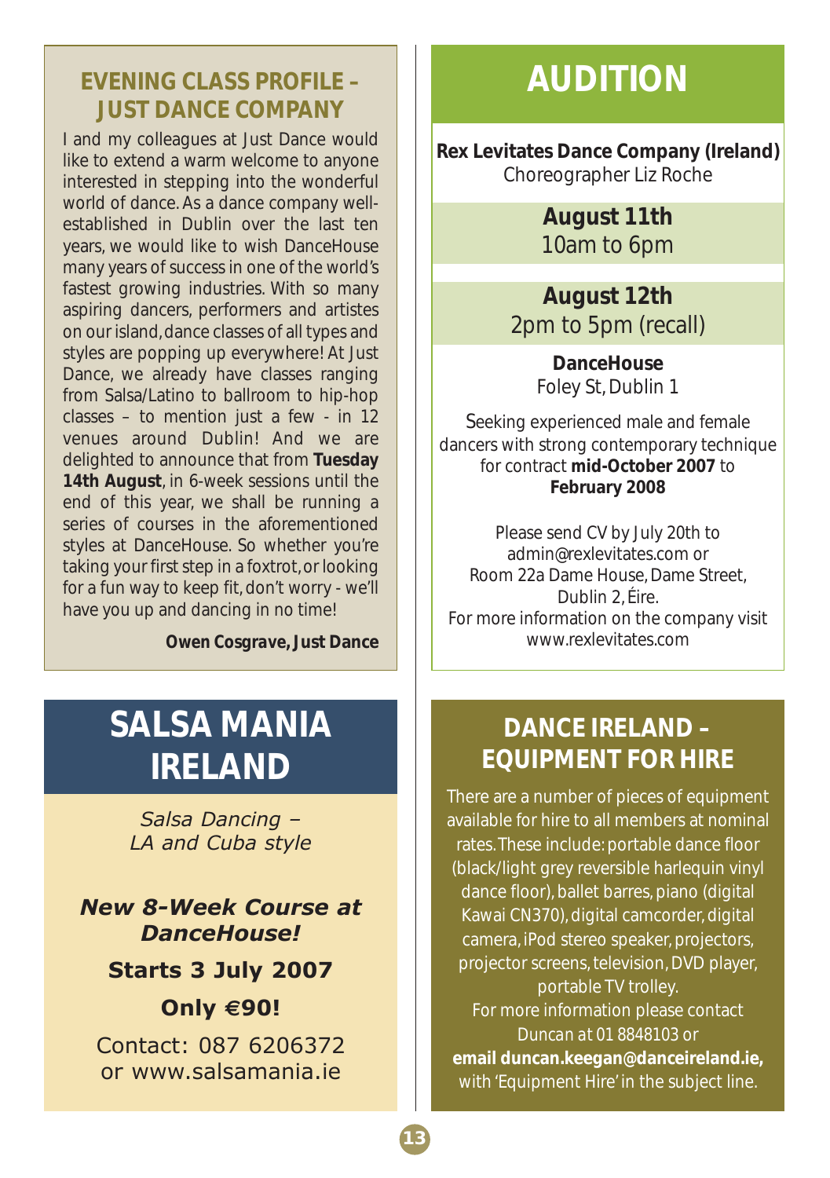## EVENING CLASS PROFILE – JUST DANCE COMPANY

I and my colleagues at Just Dance would like to extend a warm welcome to anyone interested in stepping into the wonderful world of dance. As a dance company well-established in Dublin over the last ten years, we would like to wish DanceHouse many years of success in one of the world's fastest growing industries. With so many aspiring dancers, performers and artistes on our island, dance classes of all types and styles are popping up everywhere! At Just Dance, we already have classes ranging from Salsa/Latino to ballroom to hip-hop classes – to mention just a few - in 12 venues around Dublin! And we are delighted to announce that from **Tuesday 14th August**, in 6-week sessions until the end of this year, we shall be running a series of courses in the aforementioned styles at DanceHouse. So whether you're taking your first step in a foxtrot, or looking for a fun way to keep fit, don't worry - we'll have you up and dancing in no time!

**Owen Cosgrave, Just Dance**

# SALSA MANIA IRELAND

*Salsa Dancing – LA and Cuba style*

***New 8-Week Course at DanceHouse!***

**Starts 3 July 2007**

**Only €90!**

Contact: 087 6206372 or www.salsamania.ie

# AUDITION

**Rex Levitates Dance Company (Ireland)**
Choreographer Liz Roche

**August 11th**
10am to 6pm

**August 12th**
2pm to 5pm (recall)

**DanceHouse**
Foley St, Dublin 1

Seeking experienced male and female dancers with strong contemporary technique for contract **mid-October 2007** to **February 2008**

Please send CV by July 20th to admin@rexlevitates.com or Room 22a Dame House, Dame Street, Dublin 2, Éire.
For more information on the company visit www.rexlevitates.com

## DANCE IRELAND – EQUIPMENT FOR HIRE

There are a number of pieces of equipment available for hire to all members at nominal rates. These include: portable dance floor (black/light grey reversible harlequin vinyl dance floor), ballet barres, piano (digital Kawai CN370), digital camcorder, digital camera, iPod stereo speaker, projectors, projector screens, television, DVD player, portable TV trolley.
For more information please contact Duncan at 01 8848103 or **email duncan.keegan@danceireland.ie,** with 'Equipment Hire' in the subject line.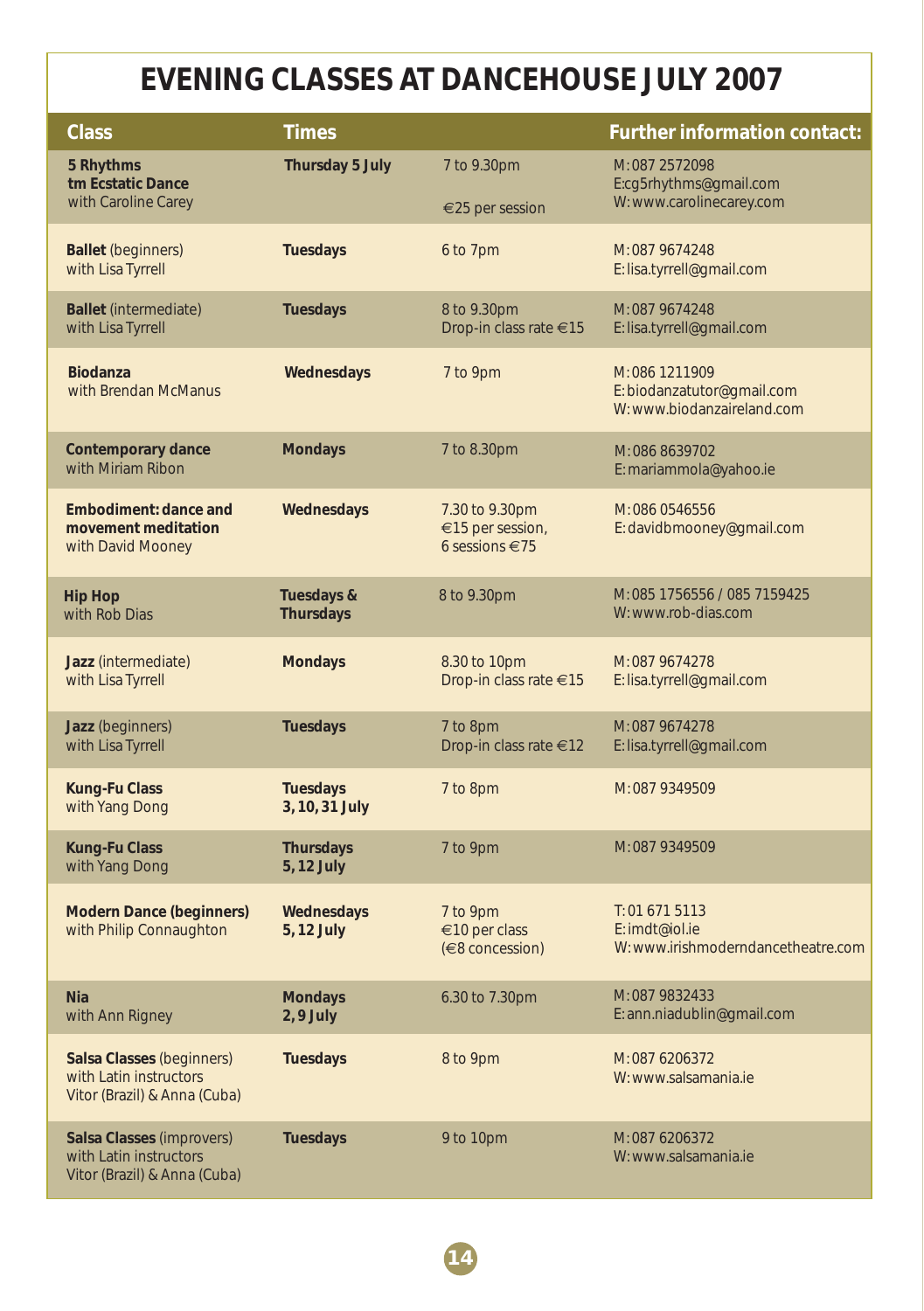# EVENING CLASSES AT DANCEHOUSE JULY 2007

| Class | Times | | Further information contact: |
|---|---|---|---|
| **5 Rhythms tm Ecstatic Dance** with Caroline Carey | **Thursday 5 July** | 7 to 9.30pm<br>€25 per session | M: 087 2572098<br>E:cg5rhythms@gmail.com<br>W: www.carolinecarey.com |
| **Ballet** (beginners) with Lisa Tyrrell | **Tuesdays** | 6 to 7pm | M: 087 9674248<br>E: lisa.tyrrell@gmail.com |
| **Ballet** (intermediate) with Lisa Tyrrell | **Tuesdays** | 8 to 9.30pm<br>Drop-in class rate €15 | M: 087 9674248<br>E: lisa.tyrrell@gmail.com |
| **Biodanza** with Brendan McManus | **Wednesdays** | 7 to 9pm | M: 086 1211909<br>E: biodanzatutor@gmail.com<br>W: www.biodanzaireland.com |
| **Contemporary dance** with Miriam Ribon | **Mondays** | 7 to 8.30pm | M: 086 8639702<br>E: mariammola@yahoo.ie |
| **Embodiment: dance and movement meditation** with David Mooney | **Wednesdays** | 7.30 to 9.30pm<br>€15 per session,<br>6 sessions €75 | M: 086 0546556<br>E: davidbmooney@gmail.com |
| **Hip Hop** with Rob Dias | **Tuesdays & Thursdays** | 8 to 9.30pm | M: 085 1756556 / 085 7159425<br>W: www.rob-dias.com |
| **Jazz** (intermediate) with Lisa Tyrrell | **Mondays** | 8.30 to 10pm<br>Drop-in class rate €15 | M: 087 9674278<br>E: lisa.tyrrell@gmail.com |
| **Jazz** (beginners) with Lisa Tyrrell | **Tuesdays** | 7 to 8pm<br>Drop-in class rate €12 | M: 087 9674278<br>E: lisa.tyrrell@gmail.com |
| **Kung-Fu Class** with Yang Dong | **Tuesdays 3, 10, 31 July** | 7 to 8pm | M: 087 9349509 |
| **Kung-Fu Class** with Yang Dong | **Thursdays 5, 12 July** | 7 to 9pm | M: 087 9349509 |
| **Modern Dance (beginners)** with Philip Connaughton | **Wednesdays 5, 12 July** | 7 to 9pm<br>€10 per class<br>(€8 concession) | T: 01 671 5113<br>E: imdt@iol.ie<br>W: www.irishmoderndancetheatre.com |
| **Nia** with Ann Rigney | **Mondays 2, 9 July** | 6.30 to 7.30pm | M: 087 9832433<br>E: ann.niadublin@gmail.com |
| **Salsa Classes** (beginners) with Latin instructors Vitor (Brazil) & Anna (Cuba) | **Tuesdays** | 8 to 9pm | M: 087 6206372<br>W: www.salsamania.ie |
| **Salsa Classes** (improvers) with Latin instructors Vitor (Brazil) & Anna (Cuba) | **Tuesdays** | 9 to 10pm | M: 087 6206372<br>W: www.salsamania.ie |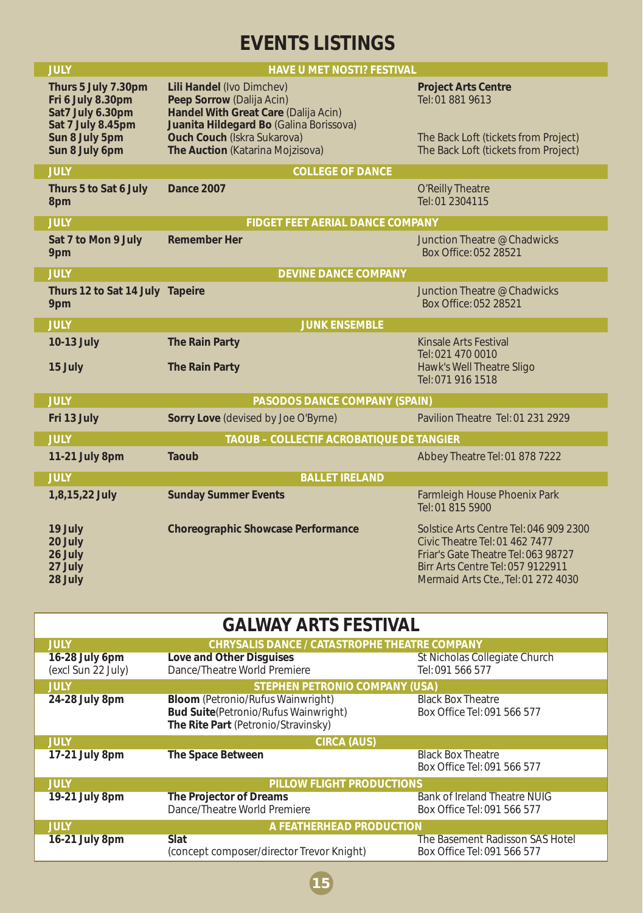# EVENTS LISTINGS

| JULY | HAVE U MET NOSTI? FESTIVAL | |
|---|---|---|
| **Thurs 5 July 7.30pm** | **Lili Handel** (Ivo Dimchev) | **Project Arts Centre** Tel: 01 881 9613 |
| **Fri 6 July 8.30pm** | **Peep Sorrow** (Dalija Acin) | |
| **Sat7 July 6.30pm** | **Handel With Great Care** (Dalija Acin) | |
| **Sat 7 July 8.45pm** | **Juanita Hildegard Bo** (Galina Borissova) | |
| **Sun 8 July 5pm** | **Ouch Couch** (Iskra Sukarova) | The Back Loft (tickets from Project) |
| **Sun 8 July 6pm** | **The Auction** (Katarina Mojzisova) | The Back Loft (tickets from Project) |
| **JULY** | **COLLEGE OF DANCE** | |
| **Thurs 5 to Sat 6 July 8pm** | **Dance 2007** | O'Reilly Theatre Tel: 01 2304115 |
| **JULY** | **FIDGET FEET AERIAL DANCE COMPANY** | |
| **Sat 7 to Mon 9 July 9pm** | **Remember Her** | Junction Theatre @ Chadwicks Box Office: 052 28521 |
| **JULY** | **DEVINE DANCE COMPANY** | |
| **Thurs 12 to Sat 14 July 9pm** | **Tapeire** | Junction Theatre @ Chadwicks Box Office: 052 28521 |
| **JULY** | **JUNK ENSEMBLE** | |
| **10-13 July** | **The Rain Party** | Kinsale Arts Festival Tel: 021 470 0010 |
| **15 July** | **The Rain Party** | Hawk's Well Theatre Sligo Tel: 071 916 1518 |
| **JULY** | **PASODOS DANCE COMPANY (SPAIN)** | |
| **Fri 13 July** | **Sorry Love** (devised by Joe O'Byrne) | Pavilion Theatre Tel: 01 231 2929 |
| **JULY** | **TAOUB – COLLECTIF ACROBATIQUE DE TANGIER** | |
| **11-21 July 8pm** | **Taoub** | Abbey Theatre Tel: 01 878 7222 |
| **JULY** | **BALLET IRELAND** | |
| **1,8,15,22 July** | **Sunday Summer Events** | Farmleigh House Phoenix Park Tel: 01 815 5900 |
| **19 July** | **Choreographic Showcase Performance** | Solstice Arts Centre Tel: 046 909 2300 |
| **20 July** | | Civic Theatre Tel: 01 462 7477 |
| **26 July** | | Friar's Gate Theatre Tel: 063 98727 |
| **27 July** | | Birr Arts Centre Tel: 057 9122911 |
| **28 July** | | Mermaid Arts Cte., Tel: 01 272 4030 |

## GALWAY ARTS FESTIVAL

| JULY | CHRYSALIS DANCE / CATASTROPHE THEATRE COMPANY | |
|---|---|---|
| **16-28 July 6pm** (excl Sun 22 July) | **Love and Other Disguises** Dance/Theatre World Premiere | St Nicholas Collegiate Church Tel: 091 566 577 |
| **JULY** | **STEPHEN PETRONIO COMPANY (USA)** | |
| **24-28 July 8pm** | **Bloom** (Petronio/Rufus Wainwright) **Bud Suite**(Petronio/Rufus Wainwright) **The Rite Part** (Petronio/Stravinsky) | Black Box Theatre Box Office Tel: 091 566 577 |
| **JULY** | **CIRCA (AUS)** | |
| **17-21 July 8pm** | **The Space Between** | Black Box Theatre Box Office Tel: 091 566 577 |
| **JULY** | **PILLOW FLIGHT PRODUCTIONS** | |
| **19-21 July 8pm** | **The Projector of Dreams** Dance/Theatre World Premiere | Bank of Ireland Theatre NUIG Box Office Tel: 091 566 577 |
| **JULY** | **A FEATHERHEAD PRODUCTION** | |
| **16-21 July 8pm** | **Slat** (concept composer/director Trevor Knight) | The Basement Radisson SAS Hotel Box Office Tel: 091 566 577 |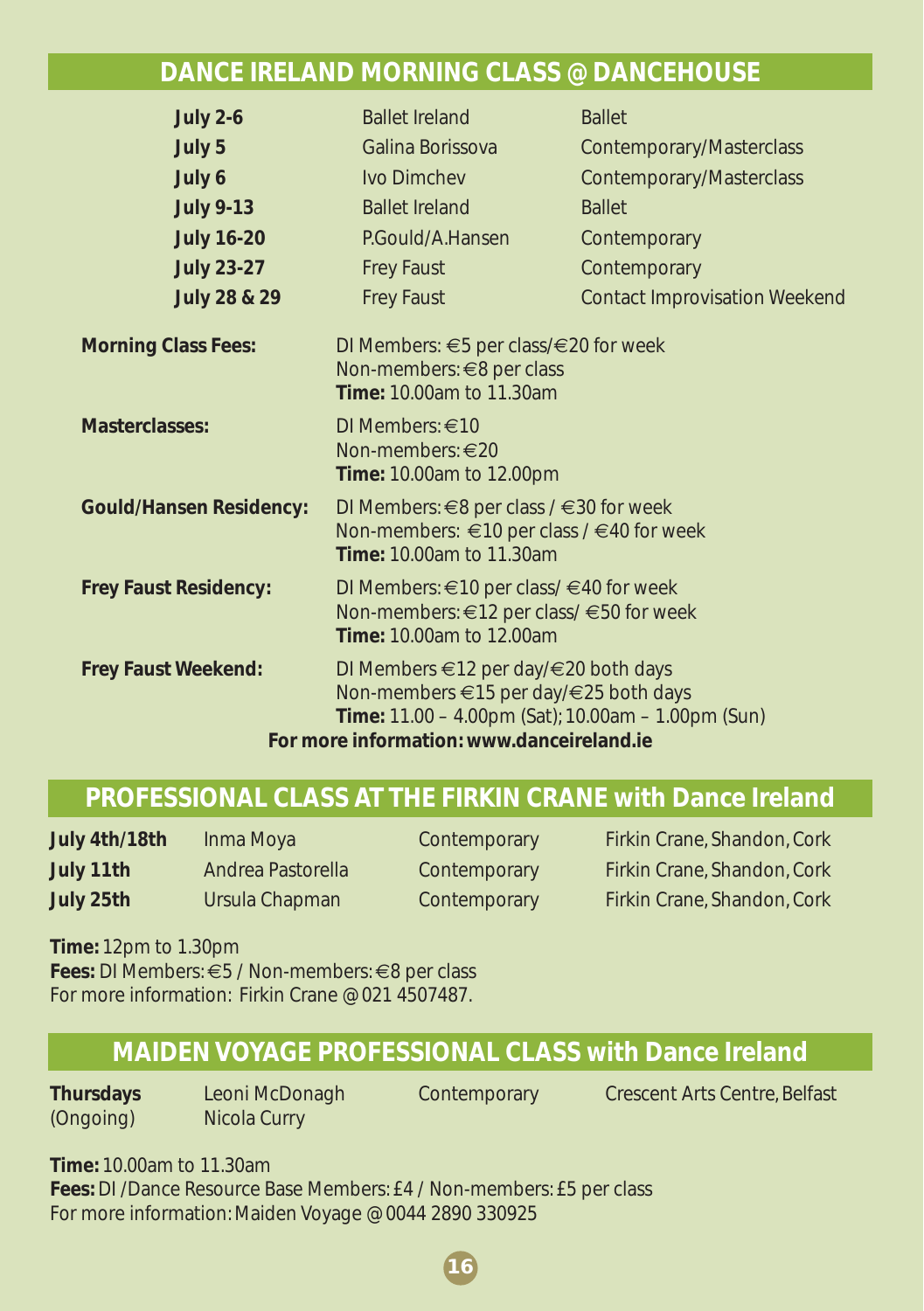## DANCE IRELAND MORNING CLASS @ DANCEHOUSE

| | | |
|---|---|---|
| **July 2-6** | Ballet Ireland | Ballet |
| **July 5** | Galina Borissova | Contemporary/Masterclass |
| **July 6** | Ivo Dimchev | Contemporary/Masterclass |
| **July 9-13** | Ballet Ireland | Ballet |
| **July 16-20** | P.Gould/A.Hansen | Contemporary |
| **July 23-27** | Frey Faust | Contemporary |
| **July 28 & 29** | Frey Faust | Contact Improvisation Weekend |

**Morning Class Fees:** DI Members: €5 per class/€20 for week
Non-members: €8 per class
**Time:** 10.00am to 11.30am

**Masterclasses:** DI Members: €10
Non-members: €20
**Time:** 10.00am to 12.00pm

**Gould/Hansen Residency:** DI Members: €8 per class / €30 for week
Non-members: €10 per class / €40 for week
**Time:** 10.00am to 11.30am

**Frey Faust Residency:** DI Members: €10 per class/ €40 for week
Non-members: €12 per class/ €50 for week
**Time:** 10.00am to 12.00am

**Frey Faust Weekend:** DI Members €12 per day/€20 both days
Non-members €15 per day/€25 both days
**Time:** 11.00 – 4.00pm (Sat); 10.00am – 1.00pm (Sun)

**For more information: www.danceireland.ie**

## PROFESSIONAL CLASS AT THE FIRKIN CRANE with Dance Ireland

| | | | |
|---|---|---|---|
| **July 4th/18th** | Inma Moya | Contemporary | Firkin Crane, Shandon, Cork |
| **July 11th** | Andrea Pastorella | Contemporary | Firkin Crane, Shandon, Cork |
| **July 25th** | Ursula Chapman | Contemporary | Firkin Crane, Shandon, Cork |

**Time:** 12pm to 1.30pm
**Fees:** DI Members: €5 / Non-members: €8 per class
For more information: Firkin Crane @ 021 4507487.

## MAIDEN VOYAGE PROFESSIONAL CLASS with Dance Ireland

| | | | |
|---|---|---|---|
| **Thursdays** (Ongoing) | Leoni McDonagh Nicola Curry | Contemporary | Crescent Arts Centre, Belfast |

**Time:** 10.00am to 11.30am
**Fees:** DI /Dance Resource Base Members: £4 / Non-members: £5 per class
For more information: Maiden Voyage @ 0044 2890 330925